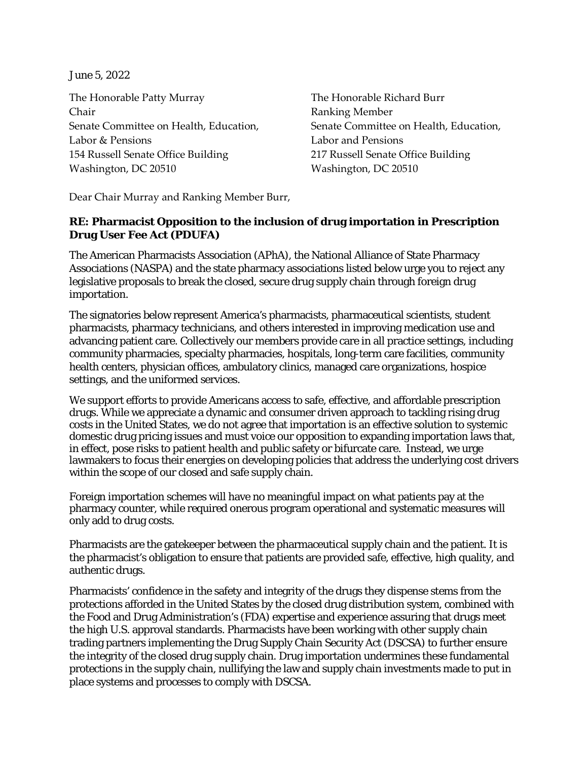June 5, 2022

The Honorable Patty Murray
Chair
Senate Committee on Health, Education, Labor & Pensions
154 Russell Senate Office Building
Washington, DC 20510

The Honorable Richard Burr
Ranking Member
Senate Committee on Health, Education, Labor and Pensions
217 Russell Senate Office Building
Washington, DC 20510

Dear Chair Murray and Ranking Member Burr,

**RE: Pharmacist Opposition to the inclusion of drug importation in Prescription Drug User Fee Act (PDUFA)**

The American Pharmacists Association (APhA), the National Alliance of State Pharmacy Associations (NASPA) and the state pharmacy associations listed below urge you to reject any legislative proposals to break the closed, secure drug supply chain through foreign drug importation.

The signatories below represent America's pharmacists, pharmaceutical scientists, student pharmacists, pharmacy technicians, and others interested in improving medication use and advancing patient care. Collectively our members provide care in all practice settings, including community pharmacies, specialty pharmacies, hospitals, long-term care facilities, community health centers, physician offices, ambulatory clinics, managed care organizations, hospice settings, and the uniformed services.

We support efforts to provide Americans access to safe, effective, and affordable prescription drugs. While we appreciate a dynamic and consumer driven approach to tackling rising drug costs in the United States, we do not agree that importation is an effective solution to systemic domestic drug pricing issues and must voice our opposition to expanding importation laws that, in effect, pose risks to patient health and public safety or bifurcate care. Instead, we urge lawmakers to focus their energies on developing policies that address the underlying cost drivers within the scope of our closed and safe supply chain.

Foreign importation schemes will have no meaningful impact on what patients pay at the pharmacy counter, while required onerous program operational and systematic measures will only add to drug costs.

Pharmacists are the gatekeeper between the pharmaceutical supply chain and the patient. It is the pharmacist's obligation to ensure that patients are provided safe, effective, high quality, and authentic drugs.

Pharmacists' confidence in the safety and integrity of the drugs they dispense stems from the protections afforded in the United States by the closed drug distribution system, combined with the Food and Drug Administration's (FDA) expertise and experience assuring that drugs meet the high U.S. approval standards. Pharmacists have been working with other supply chain trading partners implementing the Drug Supply Chain Security Act (DSCSA) to further ensure the integrity of the closed drug supply chain. Drug importation undermines these fundamental protections in the supply chain, nullifying the law and supply chain investments made to put in place systems and processes to comply with DSCSA.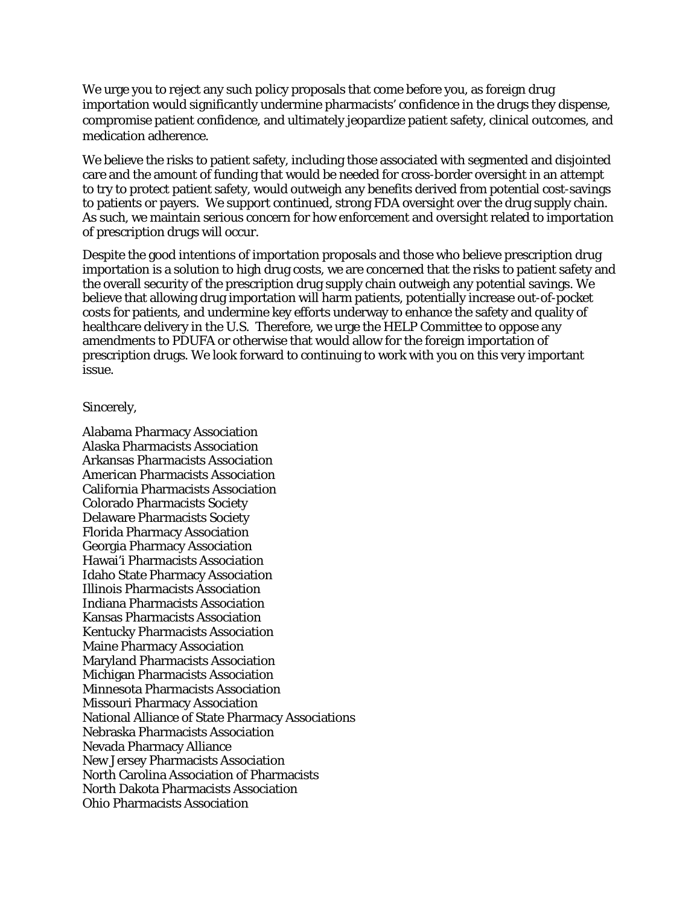We urge you to reject any such policy proposals that come before you, as foreign drug importation would significantly undermine pharmacists' confidence in the drugs they dispense, compromise patient confidence, and ultimately jeopardize patient safety, clinical outcomes, and medication adherence.

We believe the risks to patient safety, including those associated with segmented and disjointed care and the amount of funding that would be needed for cross-border oversight in an attempt to try to protect patient safety, would outweigh any benefits derived from potential cost-savings to patients or payers. We support continued, strong FDA oversight over the drug supply chain. As such, we maintain serious concern for how enforcement and oversight related to importation of prescription drugs will occur.

Despite the good intentions of importation proposals and those who believe prescription drug importation is a solution to high drug costs, we are concerned that the risks to patient safety and the overall security of the prescription drug supply chain outweigh any potential savings. We believe that allowing drug importation will harm patients, potentially increase out-of-pocket costs for patients, and undermine key efforts underway to enhance the safety and quality of healthcare delivery in the U.S. Therefore, we urge the HELP Committee to oppose any amendments to PDUFA or otherwise that would allow for the foreign importation of prescription drugs. We look forward to continuing to work with you on this very important issue.

Sincerely,

Alabama Pharmacy Association
Alaska Pharmacists Association
Arkansas Pharmacists Association
American Pharmacists Association
California Pharmacists Association
Colorado Pharmacists Society
Delaware Pharmacists Society
Florida Pharmacy Association
Georgia Pharmacy Association
Hawai'i Pharmacists Association
Idaho State Pharmacy Association
Illinois Pharmacists Association
Indiana Pharmacists Association
Kansas Pharmacists Association
Kentucky Pharmacists Association
Maine Pharmacy Association
Maryland Pharmacists Association
Michigan Pharmacists Association
Minnesota Pharmacists Association
Missouri Pharmacy Association
National Alliance of State Pharmacy Associations
Nebraska Pharmacists Association
Nevada Pharmacy Alliance
New Jersey Pharmacists Association
North Carolina Association of Pharmacists
North Dakota Pharmacists Association
Ohio Pharmacists Association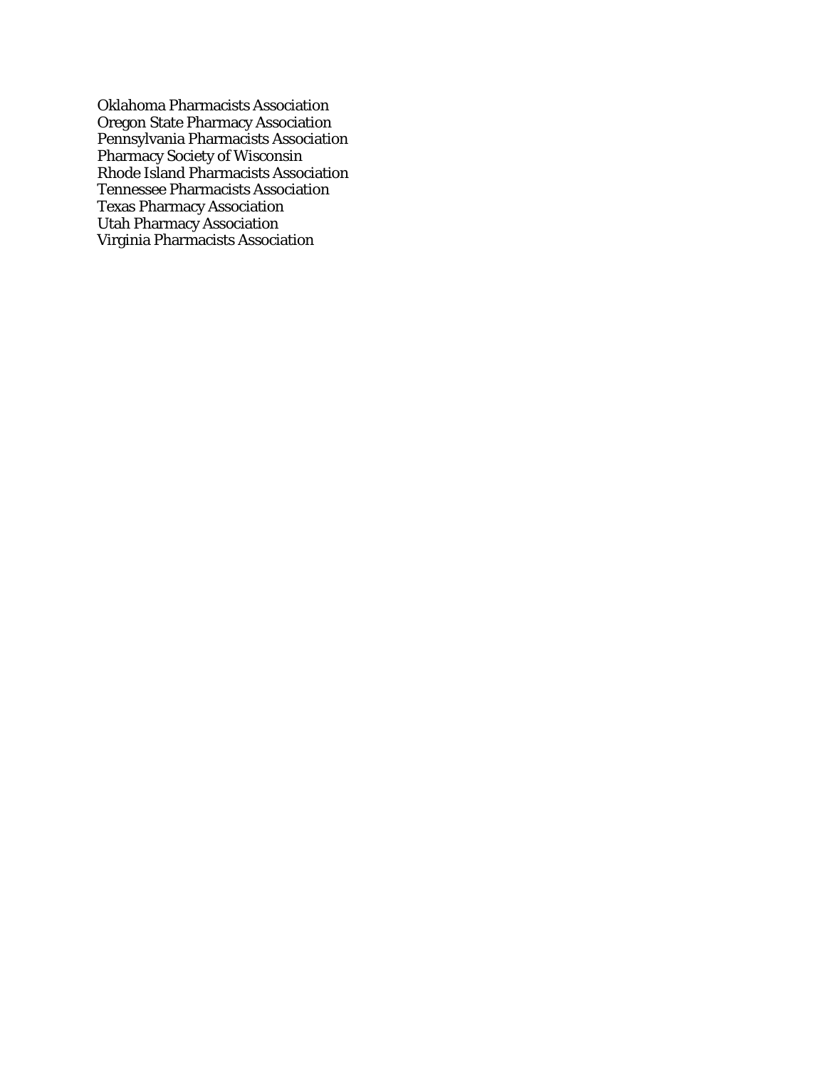Oklahoma Pharmacists Association
Oregon State Pharmacy Association
Pennsylvania Pharmacists Association
Pharmacy Society of Wisconsin
Rhode Island Pharmacists Association
Tennessee Pharmacists Association
Texas Pharmacy Association
Utah Pharmacy Association
Virginia Pharmacists Association